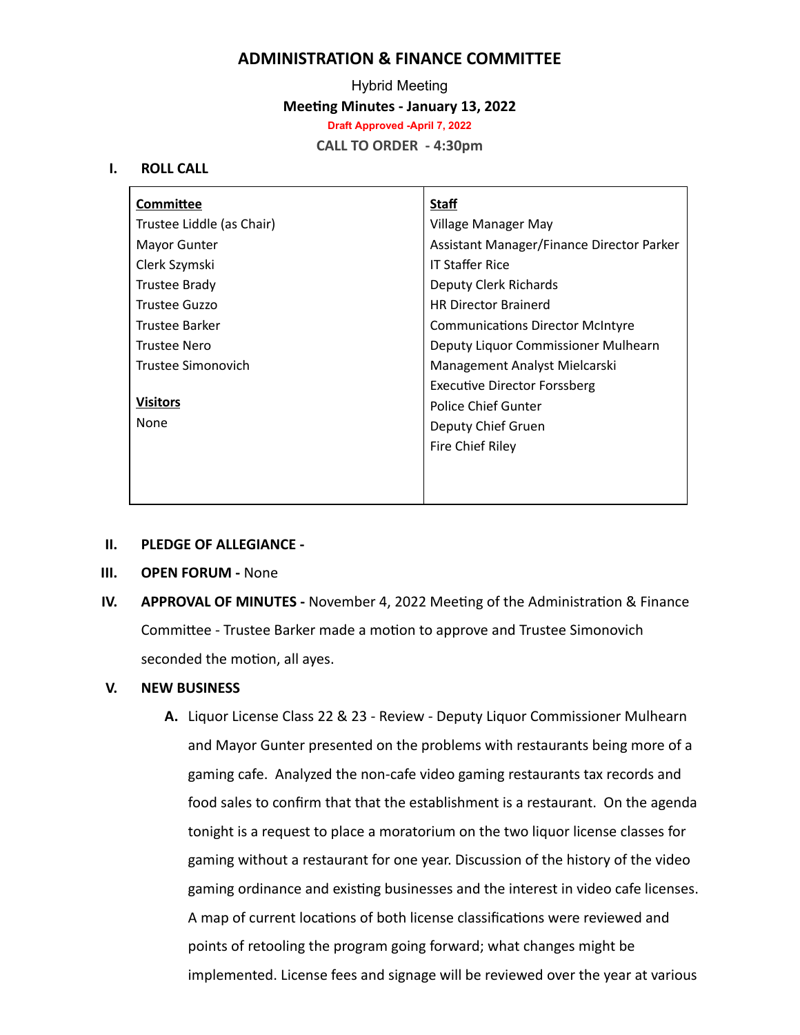# ADMINISTRATION & FINANCE COMMITTEE

Hybrid Meeting

**Meeting Minutes - January 13, 2022**

**Draft Approved -April 7, 2022**

**CALL TO ORDER - 4:30pm**

**I. ROLL CALL**

| **Committee** | **Staff** |
|---|---|
| Trustee Liddle (as Chair) | Village Manager May |
| Mayor Gunter | Assistant Manager/Finance Director Parker |
| Clerk Szymski | IT Staffer Rice |
| Trustee Brady | Deputy Clerk Richards |
| Trustee Guzzo | HR Director Brainerd |
| Trustee Barker | Communications Director McIntyre |
| Trustee Nero | Deputy Liquor Commissioner Mulhearn |
| Trustee Simonovich | Management Analyst Mielcarski |
| | Executive Director Forssberg |
| **Visitors** | Police Chief Gunter |
| None | Deputy Chief Gruen |
| | Fire Chief Riley |

**II. PLEDGE OF ALLEGIANCE -**

**III. OPEN FORUM -** None

**IV. APPROVAL OF MINUTES -** November 4, 2022 Meeting of the Administration & Finance Committee - Trustee Barker made a motion to approve and Trustee Simonovich seconded the motion, all ayes.

**V. NEW BUSINESS**

**A.** Liquor License Class 22 & 23 - Review - Deputy Liquor Commissioner Mulhearn and Mayor Gunter presented on the problems with restaurants being more of a gaming cafe. Analyzed the non-cafe video gaming restaurants tax records and food sales to confirm that that the establishment is a restaurant. On the agenda tonight is a request to place a moratorium on the two liquor license classes for gaming without a restaurant for one year. Discussion of the history of the video gaming ordinance and existing businesses and the interest in video cafe licenses. A map of current locations of both license classifications were reviewed and points of retooling the program going forward; what changes might be implemented. License fees and signage will be reviewed over the year at various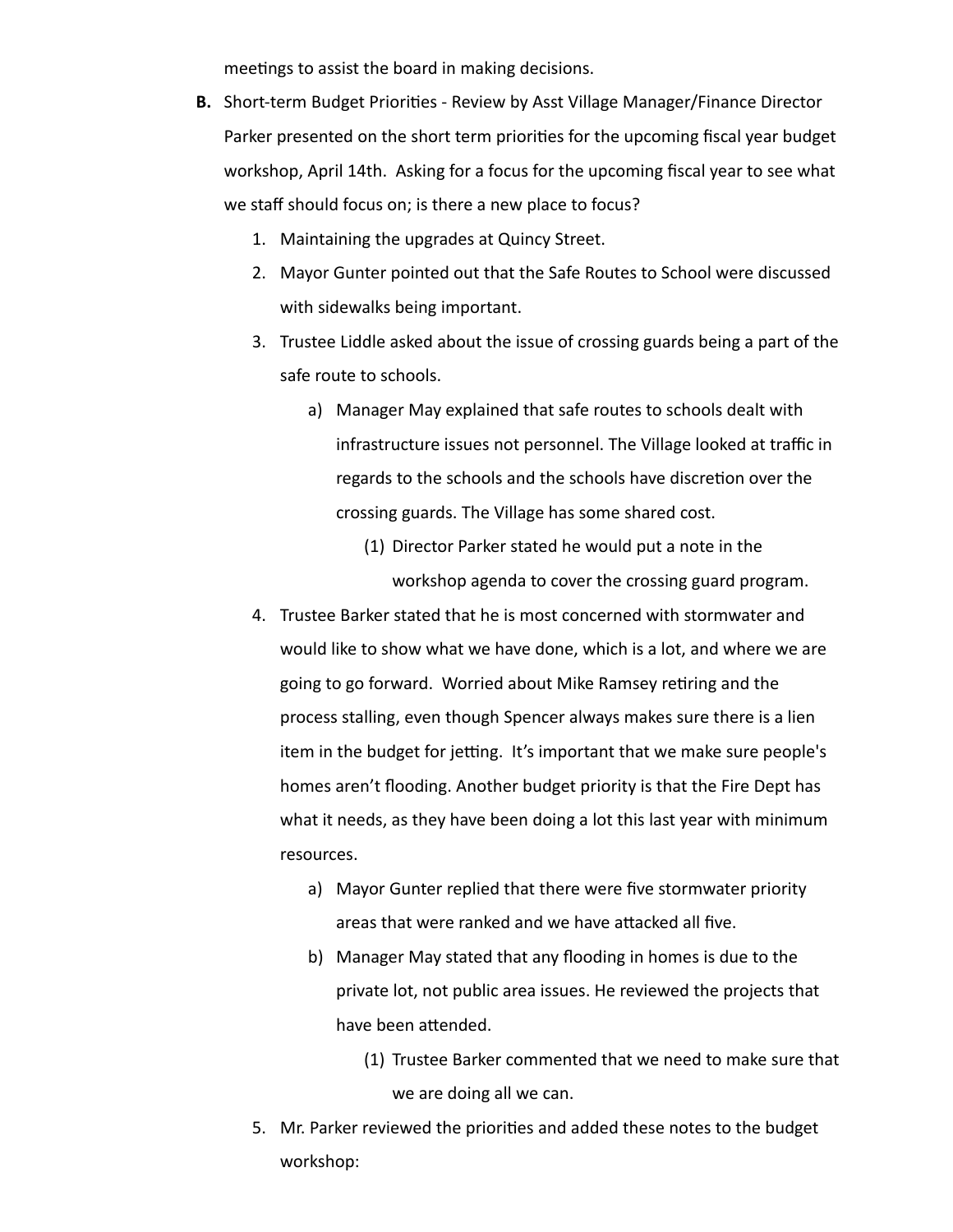meetings to assist the board in making decisions.

**B.** Short-term Budget Priorities - Review by Asst Village Manager/Finance Director Parker presented on the short term priorities for the upcoming fiscal year budget workshop, April 14th. Asking for a focus for the upcoming fiscal year to see what we staff should focus on; is there a new place to focus?

1. Maintaining the upgrades at Quincy Street.
2. Mayor Gunter pointed out that the Safe Routes to School were discussed with sidewalks being important.
3. Trustee Liddle asked about the issue of crossing guards being a part of the safe route to schools.
    a) Manager May explained that safe routes to schools dealt with infrastructure issues not personnel. The Village looked at traffic in regards to the schools and the schools have discretion over the crossing guards. The Village has some shared cost.
        (1) Director Parker stated he would put a note in the workshop agenda to cover the crossing guard program.
4. Trustee Barker stated that he is most concerned with stormwater and would like to show what we have done, which is a lot, and where we are going to go forward. Worried about Mike Ramsey retiring and the process stalling, even though Spencer always makes sure there is a lien item in the budget for jetting. It's important that we make sure people's homes aren't flooding. Another budget priority is that the Fire Dept has what it needs, as they have been doing a lot this last year with minimum resources.
    a) Mayor Gunter replied that there were five stormwater priority areas that were ranked and we have attacked all five.
    b) Manager May stated that any flooding in homes is due to the private lot, not public area issues. He reviewed the projects that have been attended.
        (1) Trustee Barker commented that we need to make sure that we are doing all we can.
5. Mr. Parker reviewed the priorities and added these notes to the budget workshop: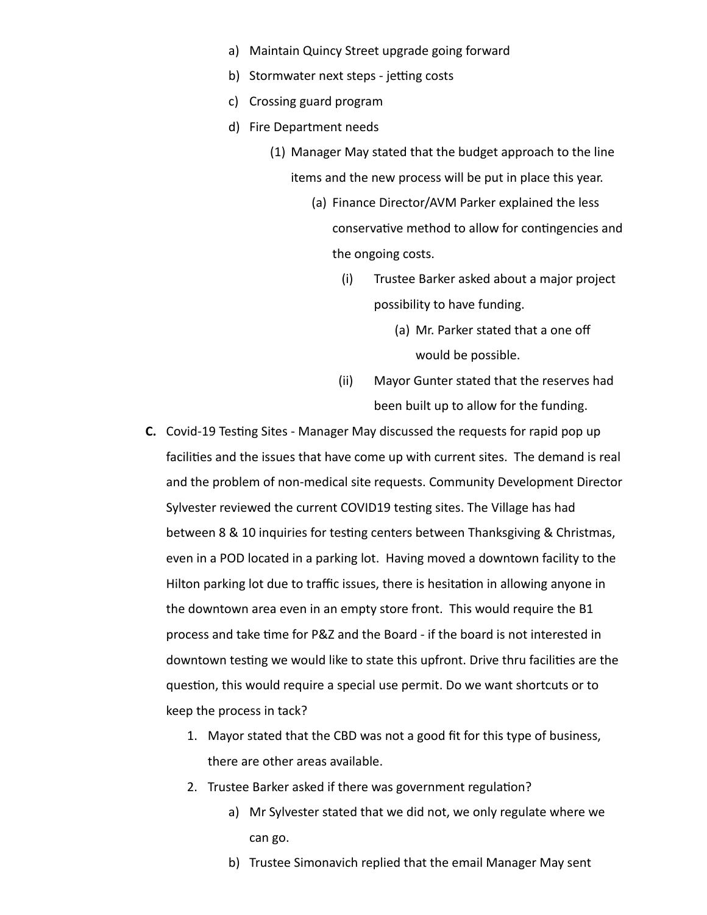a) Maintain Quincy Street upgrade going forward
b) Stormwater next steps - jetting costs
c) Crossing guard program
d) Fire Department needs
    (1) Manager May stated that the budget approach to the line items and the new process will be put in place this year.
        (a) Finance Director/AVM Parker explained the less conservative method to allow for contingencies and the ongoing costs.
            (i) Trustee Barker asked about a major project possibility to have funding.
                (a) Mr. Parker stated that a one off would be possible.
            (ii) Mayor Gunter stated that the reserves had been built up to allow for the funding.

**C.** Covid-19 Testing Sites - Manager May discussed the requests for rapid pop up facilities and the issues that have come up with current sites. The demand is real and the problem of non-medical site requests. Community Development Director Sylvester reviewed the current COVID19 testing sites. The Village has had between 8 & 10 inquiries for testing centers between Thanksgiving & Christmas, even in a POD located in a parking lot. Having moved a downtown facility to the Hilton parking lot due to traffic issues, there is hesitation in allowing anyone in the downtown area even in an empty store front. This would require the B1 process and take time for P&Z and the Board - if the board is not interested in downtown testing we would like to state this upfront. Drive thru facilities are the question, this would require a special use permit. Do we want shortcuts or to keep the process in tack?

1. Mayor stated that the CBD was not a good fit for this type of business, there are other areas available.
2. Trustee Barker asked if there was government regulation?
    a) Mr Sylvester stated that we did not, we only regulate where we can go.
    b) Trustee Simonavich replied that the email Manager May sent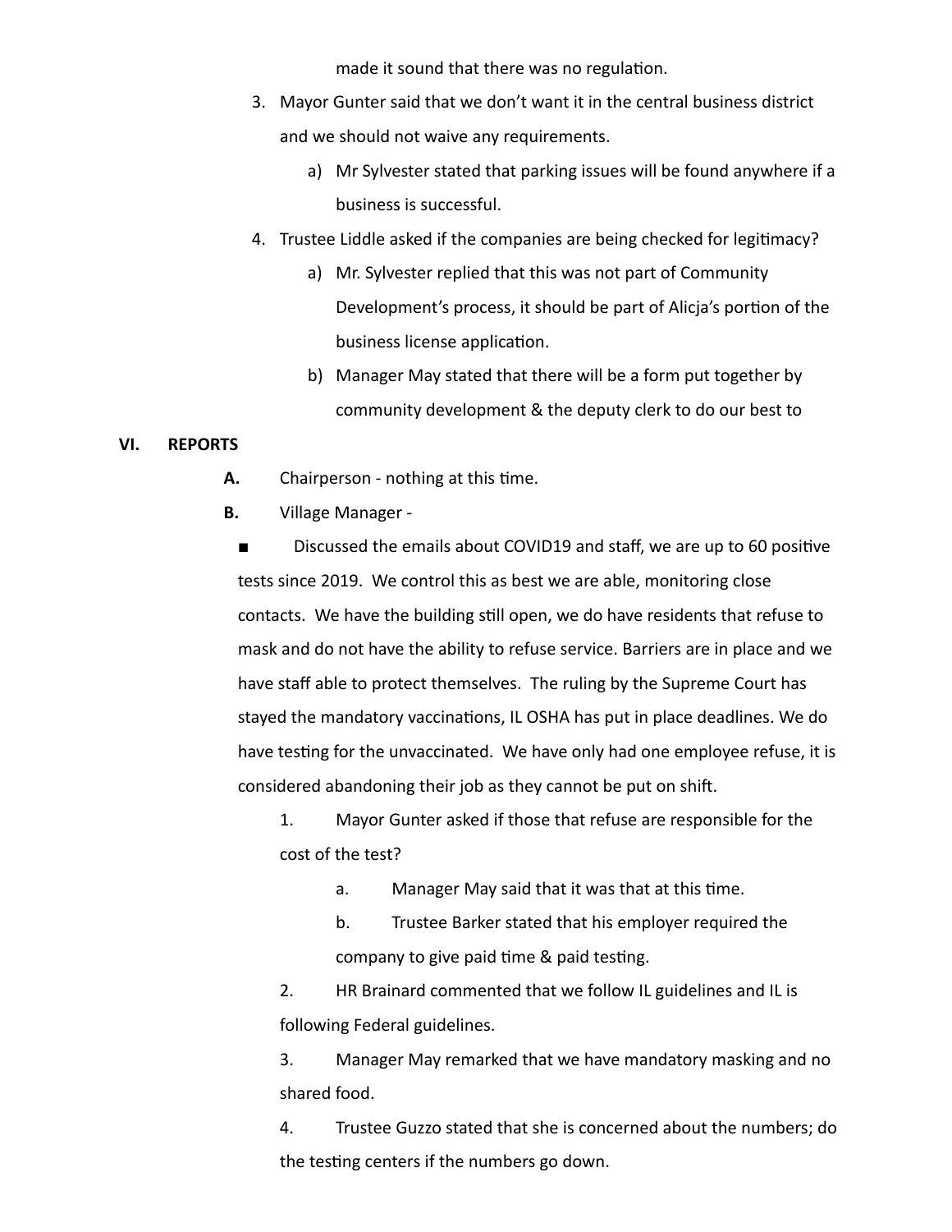made it sound that there was no regulation.

3. Mayor Gunter said that we don't want it in the central business district and we should not waive any requirements.
   a) Mr Sylvester stated that parking issues will be found anywhere if a business is successful.
4. Trustee Liddle asked if the companies are being checked for legitimacy?
   a) Mr. Sylvester replied that this was not part of Community Development's process, it should be part of Alicja's portion of the business license application.
   b) Manager May stated that there will be a form put together by community development & the deputy clerk to do our best to

**VI. REPORTS**

**A.** Chairperson - nothing at this time.

**B.** Village Manager -

■ Discussed the emails about COVID19 and staff, we are up to 60 positive tests since 2019. We control this as best we are able, monitoring close contacts. We have the building still open, we do have residents that refuse to mask and do not have the ability to refuse service. Barriers are in place and we have staff able to protect themselves. The ruling by the Supreme Court has stayed the mandatory vaccinations, IL OSHA has put in place deadlines. We do have testing for the unvaccinated. We have only had one employee refuse, it is considered abandoning their job as they cannot be put on shift.

1. Mayor Gunter asked if those that refuse are responsible for the cost of the test?
   a. Manager May said that it was that at this time.
   b. Trustee Barker stated that his employer required the company to give paid time & paid testing.
2. HR Brainard commented that we follow IL guidelines and IL is following Federal guidelines.
3. Manager May remarked that we have mandatory masking and no shared food.
4. Trustee Guzzo stated that she is concerned about the numbers; do the testing centers if the numbers go down.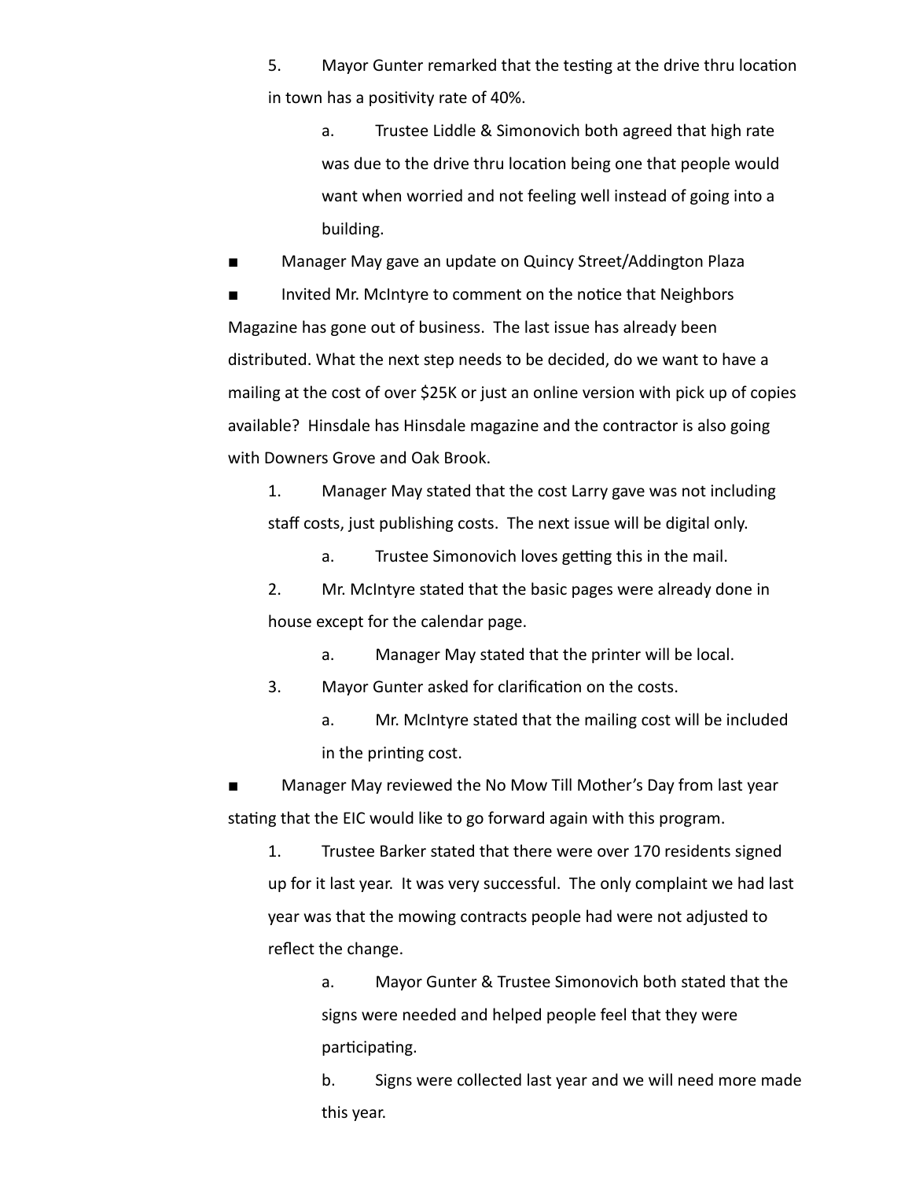5. Mayor Gunter remarked that the testing at the drive thru location in town has a positivity rate of 40%.

    a. Trustee Liddle & Simonovich both agreed that high rate was due to the drive thru location being one that people would want when worried and not feeling well instead of going into a building.

■ Manager May gave an update on Quincy Street/Addington Plaza

■ Invited Mr. McIntyre to comment on the notice that Neighbors Magazine has gone out of business. The last issue has already been distributed. What the next step needs to be decided, do we want to have a mailing at the cost of over $25K or just an online version with pick up of copies available? Hinsdale has Hinsdale magazine and the contractor is also going with Downers Grove and Oak Brook.

1. Manager May stated that the cost Larry gave was not including staff costs, just publishing costs. The next issue will be digital only.

    a. Trustee Simonovich loves getting this in the mail.

2. Mr. McIntyre stated that the basic pages were already done in house except for the calendar page.

    a. Manager May stated that the printer will be local.

3. Mayor Gunter asked for clarification on the costs.

    a. Mr. McIntyre stated that the mailing cost will be included in the printing cost.

■ Manager May reviewed the No Mow Till Mother's Day from last year stating that the EIC would like to go forward again with this program.

1. Trustee Barker stated that there were over 170 residents signed up for it last year. It was very successful. The only complaint we had last year was that the mowing contracts people had were not adjusted to reflect the change.

    a. Mayor Gunter & Trustee Simonovich both stated that the signs were needed and helped people feel that they were participating.

    b. Signs were collected last year and we will need more made this year.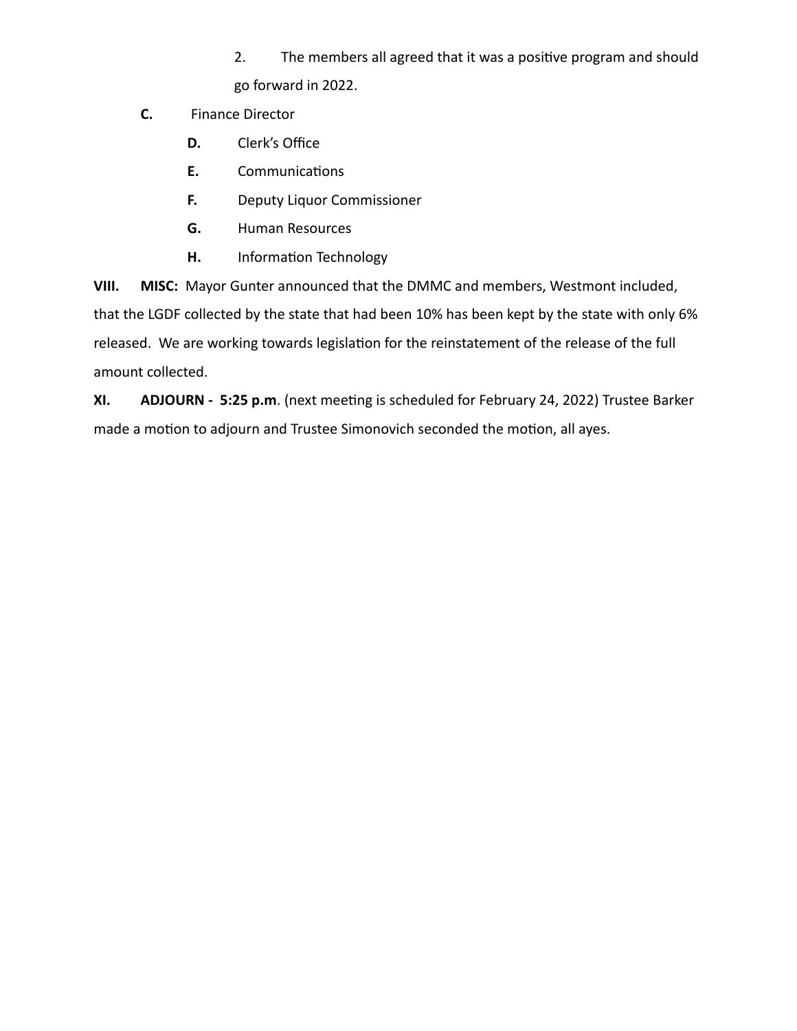2. The members all agreed that it was a positive program and should go forward in 2022.

**C.** Finance Director

**D.** Clerk's Office

**E.** Communications

**F.** Deputy Liquor Commissioner

**G.** Human Resources

**H.** Information Technology

**VIII. MISC:** Mayor Gunter announced that the DMMC and members, Westmont included, that the LGDF collected by the state that had been 10% has been kept by the state with only 6% released. We are working towards legislation for the reinstatement of the release of the full amount collected.

**XI. ADJOURN - 5:25 p.m**. (next meeting is scheduled for February 24, 2022) Trustee Barker made a motion to adjourn and Trustee Simonovich seconded the motion, all ayes.